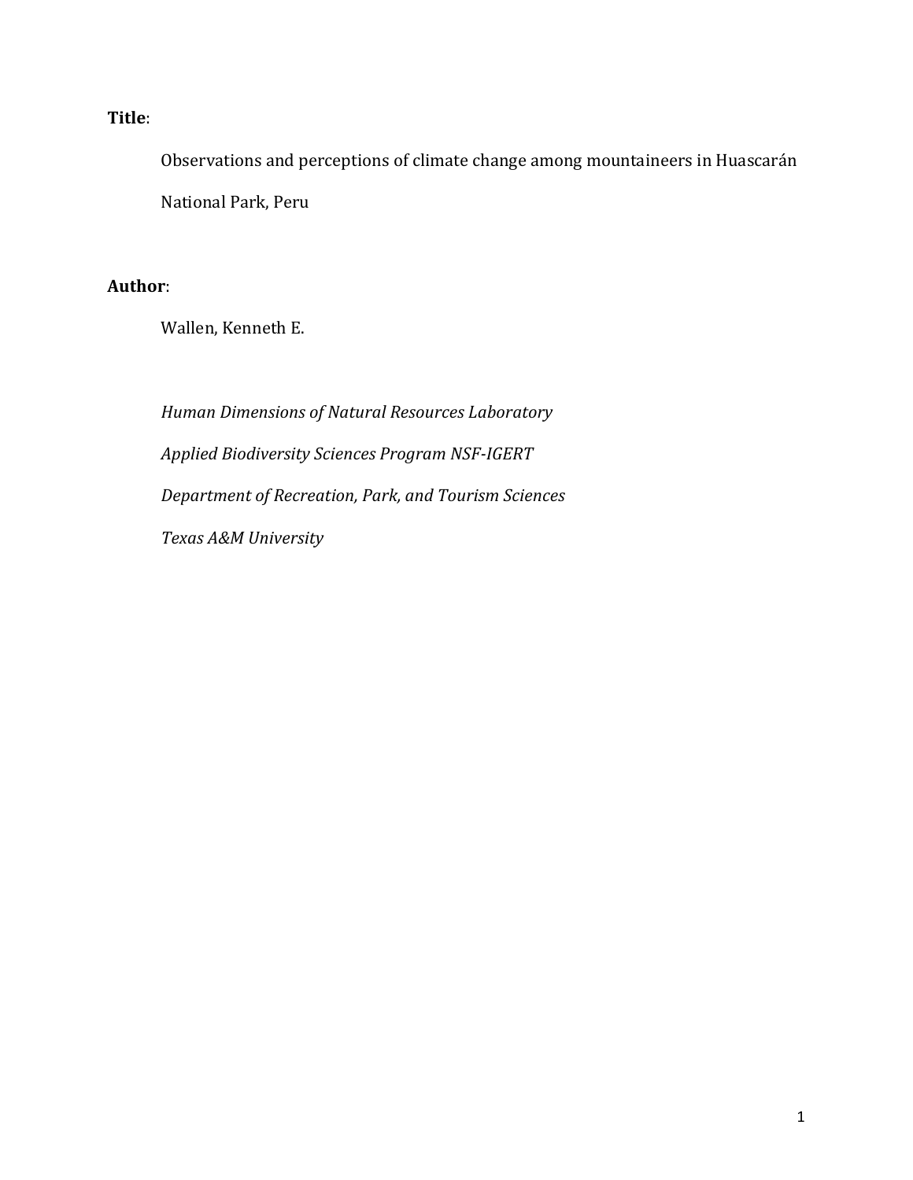**Title**:

Observations and perceptions of climate change among mountaineers in Huascarán National Park, Peru

**Author**:

Wallen, Kenneth E.

*Human Dimensions of Natural Resources Laboratory*

*Applied Biodiversity Sciences Program NSF-IGERT*

*Department of Recreation, Park, and Tourism Sciences*

*Texas A&M University*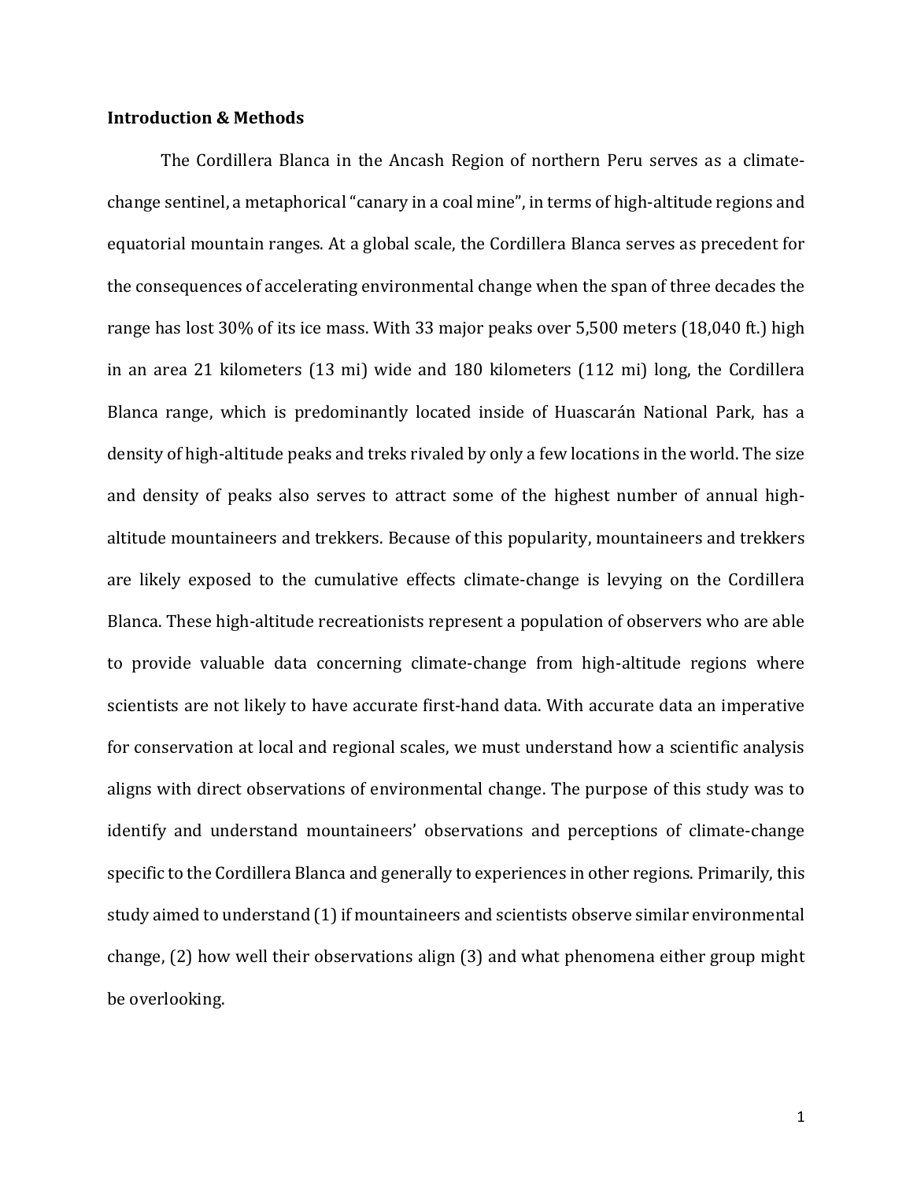**Introduction & Methods**

The Cordillera Blanca in the Ancash Region of northern Peru serves as a climate-change sentinel, a metaphorical "canary in a coal mine", in terms of high-altitude regions and equatorial mountain ranges. At a global scale, the Cordillera Blanca serves as precedent for the consequences of accelerating environmental change when the span of three decades the range has lost 30% of its ice mass. With 33 major peaks over 5,500 meters (18,040 ft.) high in an area 21 kilometers (13 mi) wide and 180 kilometers (112 mi) long, the Cordillera Blanca range, which is predominantly located inside of Huascarán National Park, has a density of high-altitude peaks and treks rivaled by only a few locations in the world. The size and density of peaks also serves to attract some of the highest number of annual high-altitude mountaineers and trekkers. Because of this popularity, mountaineers and trekkers are likely exposed to the cumulative effects climate-change is levying on the Cordillera Blanca. These high-altitude recreationists represent a population of observers who are able to provide valuable data concerning climate-change from high-altitude regions where scientists are not likely to have accurate first-hand data. With accurate data an imperative for conservation at local and regional scales, we must understand how a scientific analysis aligns with direct observations of environmental change. The purpose of this study was to identify and understand mountaineers' observations and perceptions of climate-change specific to the Cordillera Blanca and generally to experiences in other regions. Primarily, this study aimed to understand (1) if mountaineers and scientists observe similar environmental change, (2) how well their observations align (3) and what phenomena either group might be overlooking.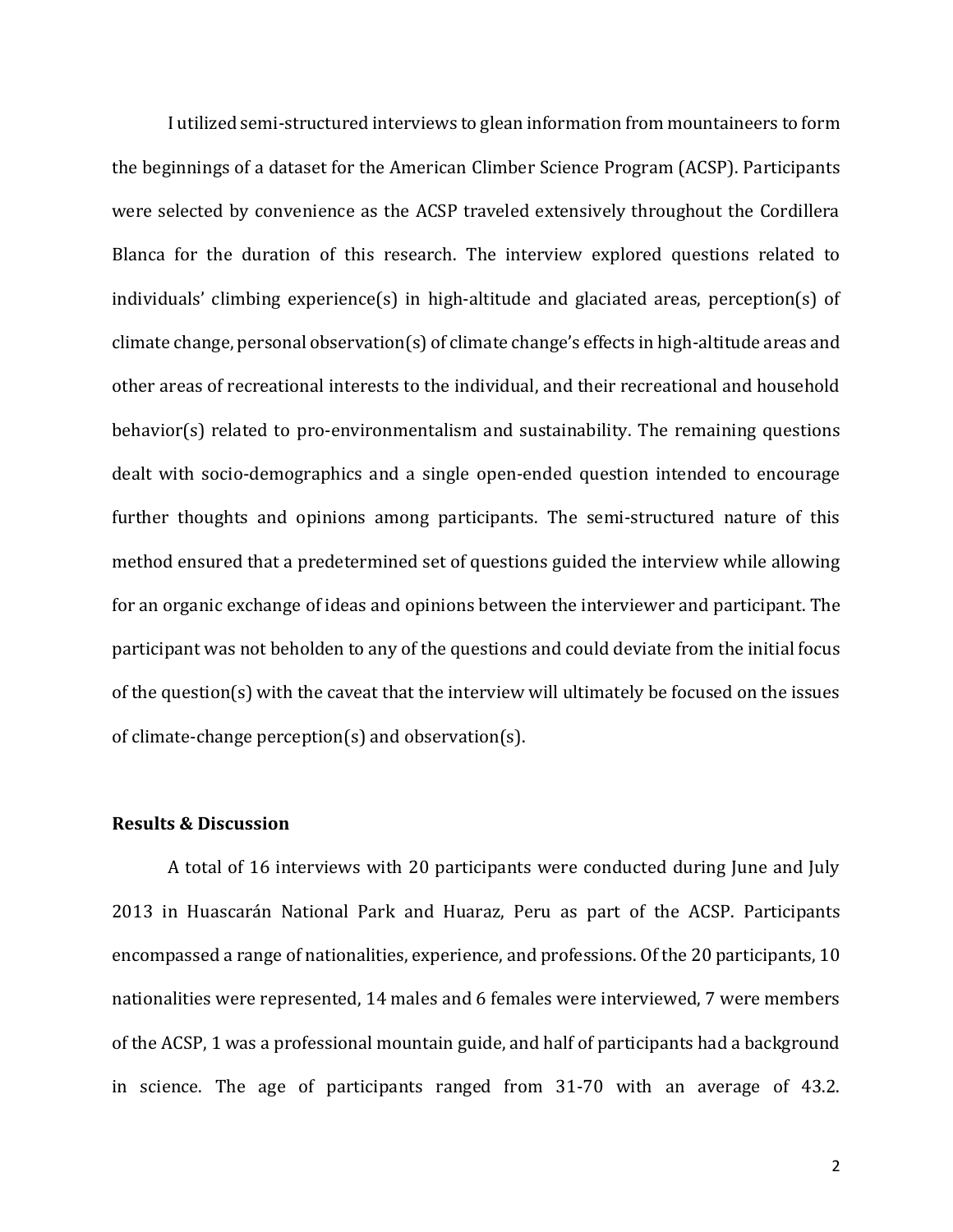I utilized semi-structured interviews to glean information from mountaineers to form the beginnings of a dataset for the American Climber Science Program (ACSP). Participants were selected by convenience as the ACSP traveled extensively throughout the Cordillera Blanca for the duration of this research. The interview explored questions related to individuals' climbing experience(s) in high-altitude and glaciated areas, perception(s) of climate change, personal observation(s) of climate change's effects in high-altitude areas and other areas of recreational interests to the individual, and their recreational and household behavior(s) related to pro-environmentalism and sustainability. The remaining questions dealt with socio-demographics and a single open-ended question intended to encourage further thoughts and opinions among participants. The semi-structured nature of this method ensured that a predetermined set of questions guided the interview while allowing for an organic exchange of ideas and opinions between the interviewer and participant. The participant was not beholden to any of the questions and could deviate from the initial focus of the question(s) with the caveat that the interview will ultimately be focused on the issues of climate-change perception(s) and observation(s).

**Results & Discussion**

A total of 16 interviews with 20 participants were conducted during June and July 2013 in Huascarán National Park and Huaraz, Peru as part of the ACSP. Participants encompassed a range of nationalities, experience, and professions. Of the 20 participants, 10 nationalities were represented, 14 males and 6 females were interviewed, 7 were members of the ACSP, 1 was a professional mountain guide, and half of participants had a background in science. The age of participants ranged from 31-70 with an average of 43.2.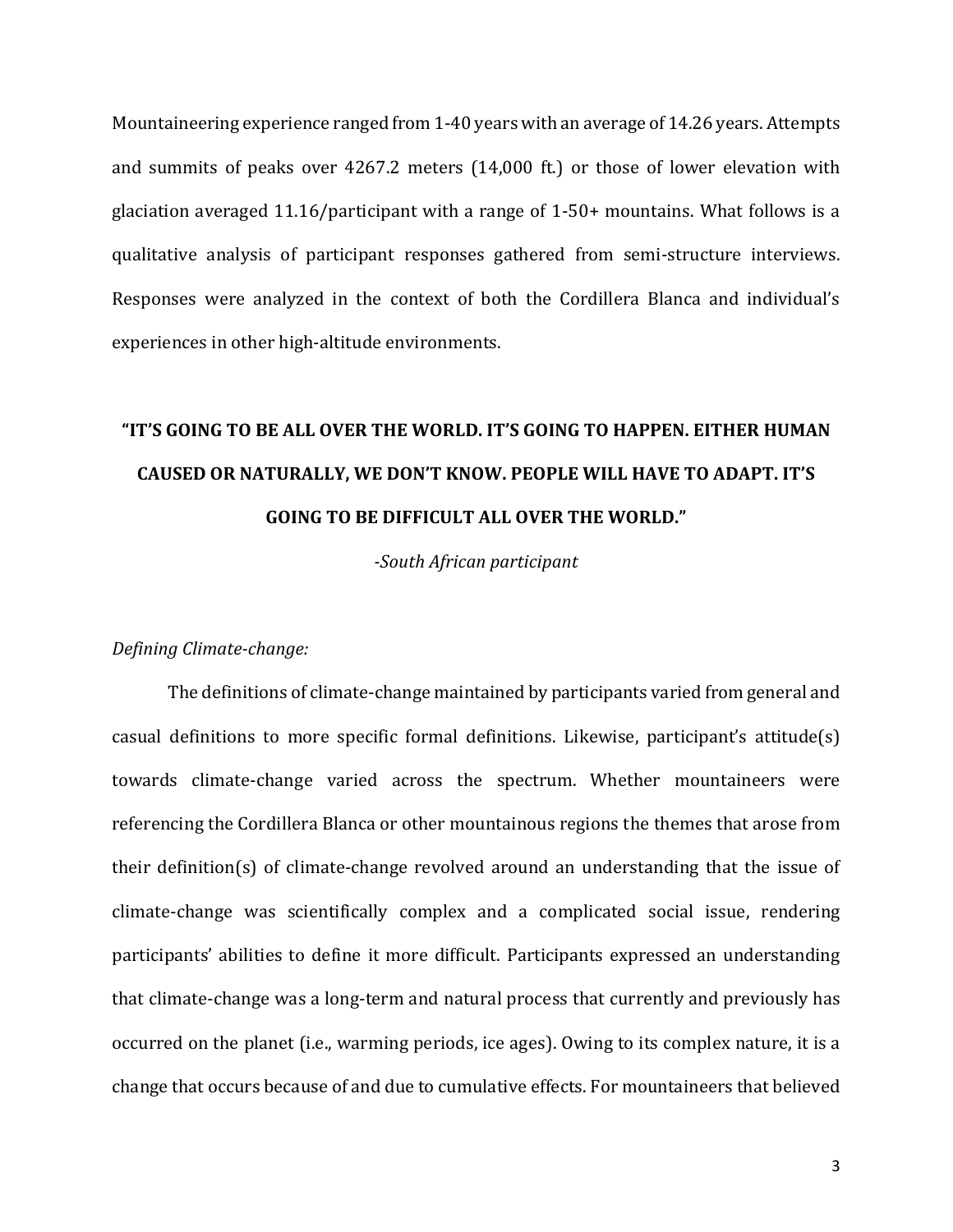Mountaineering experience ranged from 1-40 years with an average of 14.26 years. Attempts and summits of peaks over 4267.2 meters (14,000 ft.) or those of lower elevation with glaciation averaged 11.16/participant with a range of 1-50+ mountains. What follows is a qualitative analysis of participant responses gathered from semi-structure interviews. Responses were analyzed in the context of both the Cordillera Blanca and individual's experiences in other high-altitude environments.

**"IT'S GOING TO BE ALL OVER THE WORLD. IT'S GOING TO HAPPEN. EITHER HUMAN CAUSED OR NATURALLY, WE DON'T KNOW. PEOPLE WILL HAVE TO ADAPT. IT'S GOING TO BE DIFFICULT ALL OVER THE WORLD."**

*-South African participant*

*Defining Climate-change:*

The definitions of climate-change maintained by participants varied from general and casual definitions to more specific formal definitions. Likewise, participant's attitude(s) towards climate-change varied across the spectrum. Whether mountaineers were referencing the Cordillera Blanca or other mountainous regions the themes that arose from their definition(s) of climate-change revolved around an understanding that the issue of climate-change was scientifically complex and a complicated social issue, rendering participants' abilities to define it more difficult. Participants expressed an understanding that climate-change was a long-term and natural process that currently and previously has occurred on the planet (i.e., warming periods, ice ages). Owing to its complex nature, it is a change that occurs because of and due to cumulative effects. For mountaineers that believed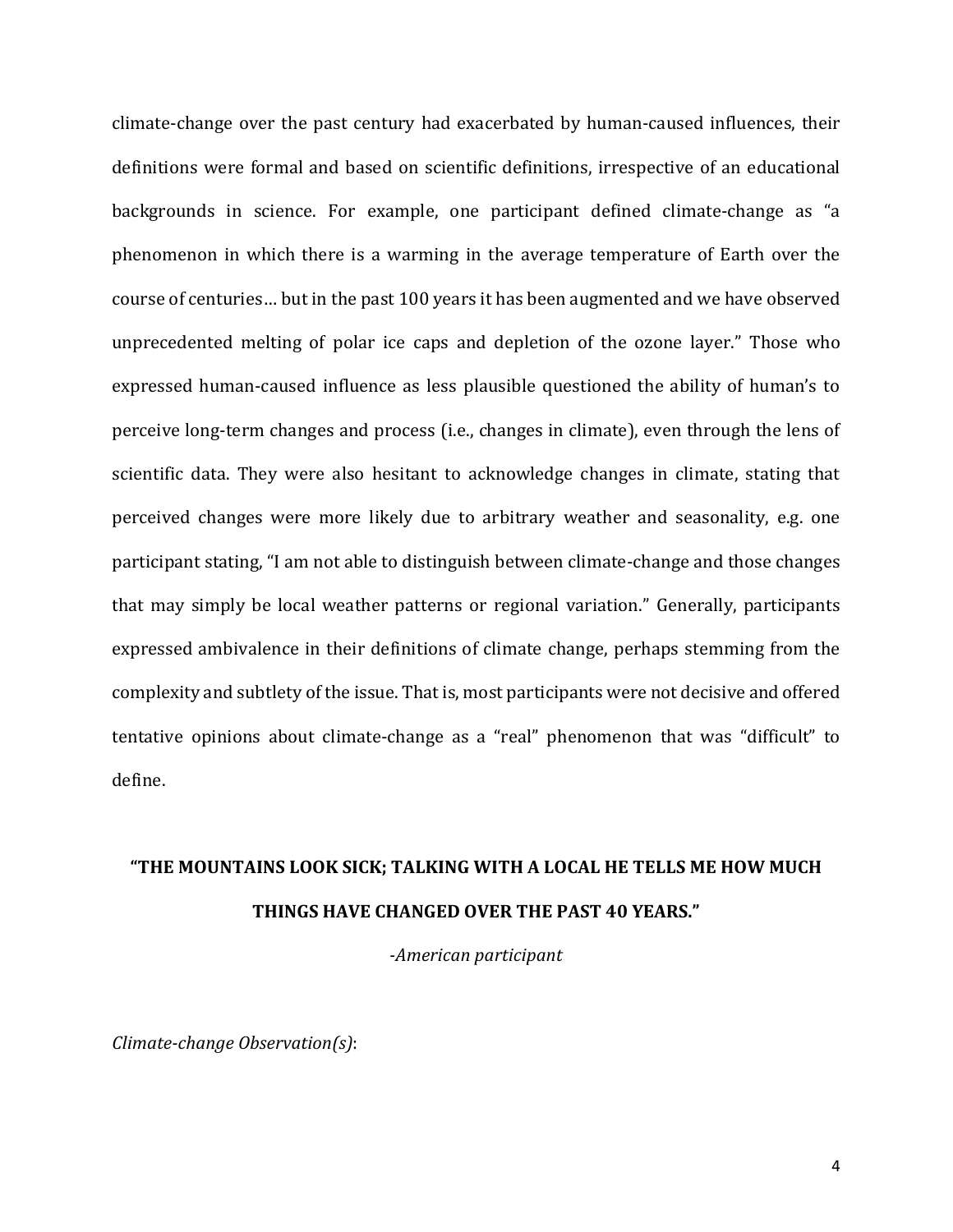climate-change over the past century had exacerbated by human-caused influences, their definitions were formal and based on scientific definitions, irrespective of an educational backgrounds in science. For example, one participant defined climate-change as "a phenomenon in which there is a warming in the average temperature of Earth over the course of centuries… but in the past 100 years it has been augmented and we have observed unprecedented melting of polar ice caps and depletion of the ozone layer." Those who expressed human-caused influence as less plausible questioned the ability of human's to perceive long-term changes and process (i.e., changes in climate), even through the lens of scientific data. They were also hesitant to acknowledge changes in climate, stating that perceived changes were more likely due to arbitrary weather and seasonality, e.g. one participant stating, "I am not able to distinguish between climate-change and those changes that may simply be local weather patterns or regional variation." Generally, participants expressed ambivalence in their definitions of climate change, perhaps stemming from the complexity and subtlety of the issue. That is, most participants were not decisive and offered tentative opinions about climate-change as a "real" phenomenon that was "difficult" to define.

**"THE MOUNTAINS LOOK SICK; TALKING WITH A LOCAL HE TELLS ME HOW MUCH THINGS HAVE CHANGED OVER THE PAST 40 YEARS."**

*-American participant*

*Climate-change Observation(s)*: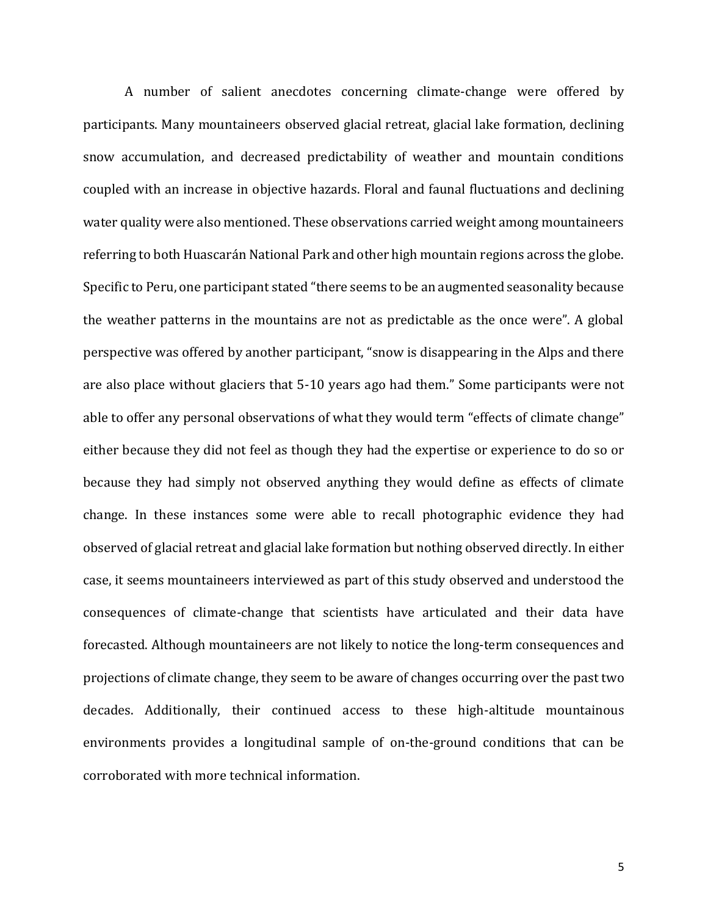A number of salient anecdotes concerning climate-change were offered by participants. Many mountaineers observed glacial retreat, glacial lake formation, declining snow accumulation, and decreased predictability of weather and mountain conditions coupled with an increase in objective hazards. Floral and faunal fluctuations and declining water quality were also mentioned. These observations carried weight among mountaineers referring to both Huascarán National Park and other high mountain regions across the globe. Specific to Peru, one participant stated "there seems to be an augmented seasonality because the weather patterns in the mountains are not as predictable as the once were". A global perspective was offered by another participant, "snow is disappearing in the Alps and there are also place without glaciers that 5-10 years ago had them." Some participants were not able to offer any personal observations of what they would term "effects of climate change" either because they did not feel as though they had the expertise or experience to do so or because they had simply not observed anything they would define as effects of climate change. In these instances some were able to recall photographic evidence they had observed of glacial retreat and glacial lake formation but nothing observed directly. In either case, it seems mountaineers interviewed as part of this study observed and understood the consequences of climate-change that scientists have articulated and their data have forecasted. Although mountaineers are not likely to notice the long-term consequences and projections of climate change, they seem to be aware of changes occurring over the past two decades. Additionally, their continued access to these high-altitude mountainous environments provides a longitudinal sample of on-the-ground conditions that can be corroborated with more technical information.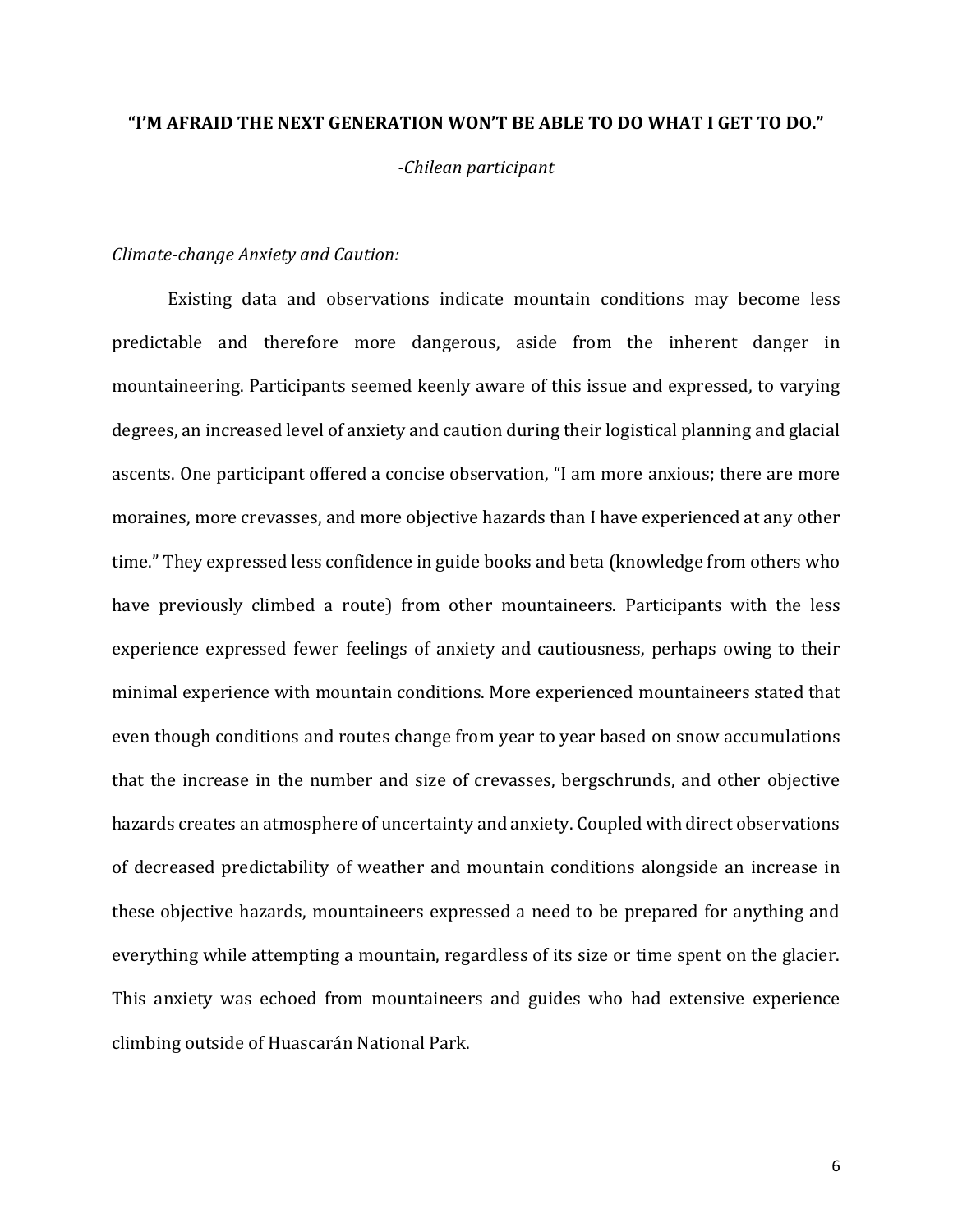**"I'M AFRAID THE NEXT GENERATION WON'T BE ABLE TO DO WHAT I GET TO DO."**

*-Chilean participant*

*Climate-change Anxiety and Caution:*

Existing data and observations indicate mountain conditions may become less predictable and therefore more dangerous, aside from the inherent danger in mountaineering. Participants seemed keenly aware of this issue and expressed, to varying degrees, an increased level of anxiety and caution during their logistical planning and glacial ascents. One participant offered a concise observation, "I am more anxious; there are more moraines, more crevasses, and more objective hazards than I have experienced at any other time." They expressed less confidence in guide books and beta (knowledge from others who have previously climbed a route) from other mountaineers. Participants with the less experience expressed fewer feelings of anxiety and cautiousness, perhaps owing to their minimal experience with mountain conditions. More experienced mountaineers stated that even though conditions and routes change from year to year based on snow accumulations that the increase in the number and size of crevasses, bergschrunds, and other objective hazards creates an atmosphere of uncertainty and anxiety. Coupled with direct observations of decreased predictability of weather and mountain conditions alongside an increase in these objective hazards, mountaineers expressed a need to be prepared for anything and everything while attempting a mountain, regardless of its size or time spent on the glacier. This anxiety was echoed from mountaineers and guides who had extensive experience climbing outside of Huascarán National Park.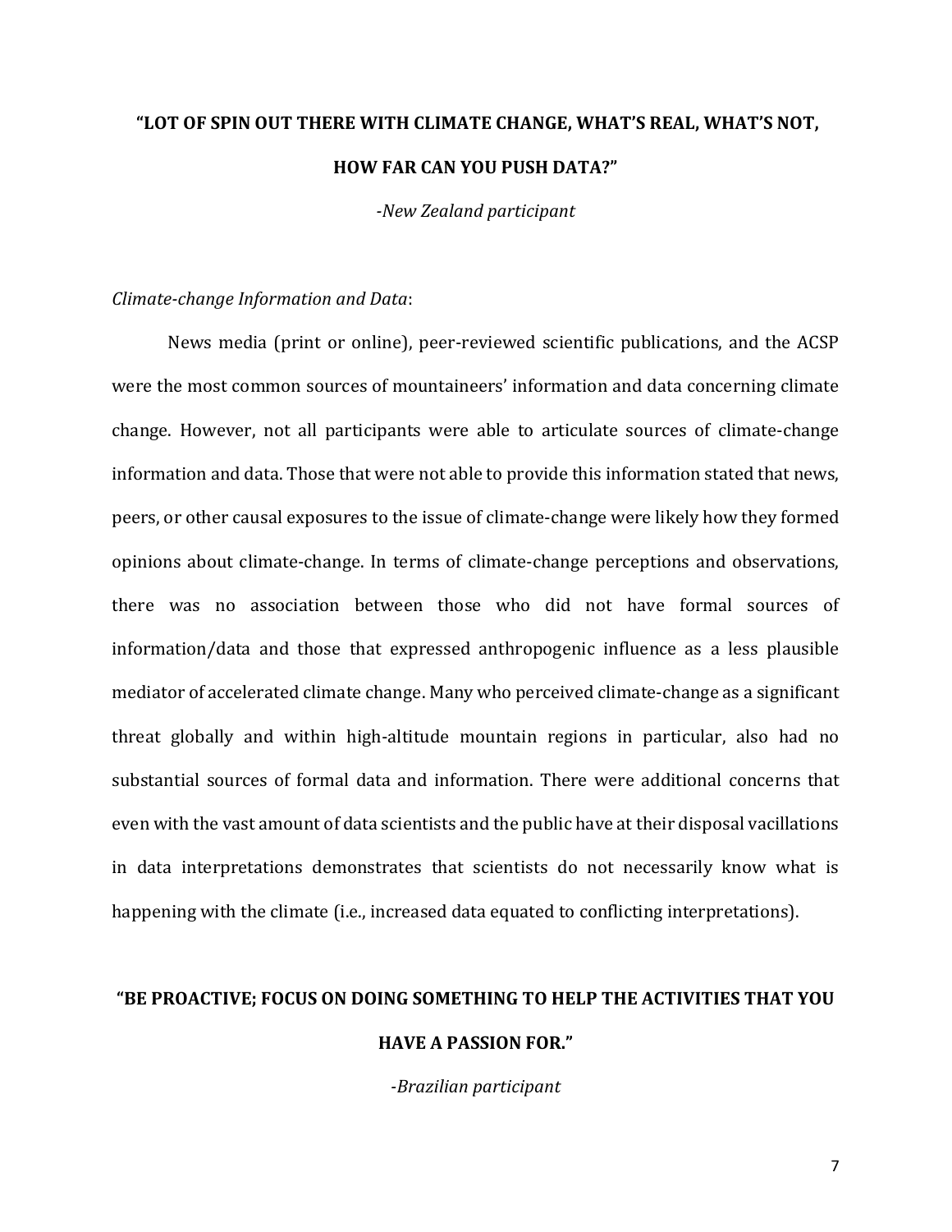**"LOT OF SPIN OUT THERE WITH CLIMATE CHANGE, WHAT'S REAL, WHAT'S NOT, HOW FAR CAN YOU PUSH DATA?"**

*-New Zealand participant*

*Climate-change Information and Data*:

News media (print or online), peer-reviewed scientific publications, and the ACSP were the most common sources of mountaineers' information and data concerning climate change. However, not all participants were able to articulate sources of climate-change information and data. Those that were not able to provide this information stated that news, peers, or other causal exposures to the issue of climate-change were likely how they formed opinions about climate-change. In terms of climate-change perceptions and observations, there was no association between those who did not have formal sources of information/data and those that expressed anthropogenic influence as a less plausible mediator of accelerated climate change. Many who perceived climate-change as a significant threat globally and within high-altitude mountain regions in particular, also had no substantial sources of formal data and information. There were additional concerns that even with the vast amount of data scientists and the public have at their disposal vacillations in data interpretations demonstrates that scientists do not necessarily know what is happening with the climate (i.e., increased data equated to conflicting interpretations).

**"BE PROACTIVE; FOCUS ON DOING SOMETHING TO HELP THE ACTIVITIES THAT YOU HAVE A PASSION FOR."**

*-Brazilian participant*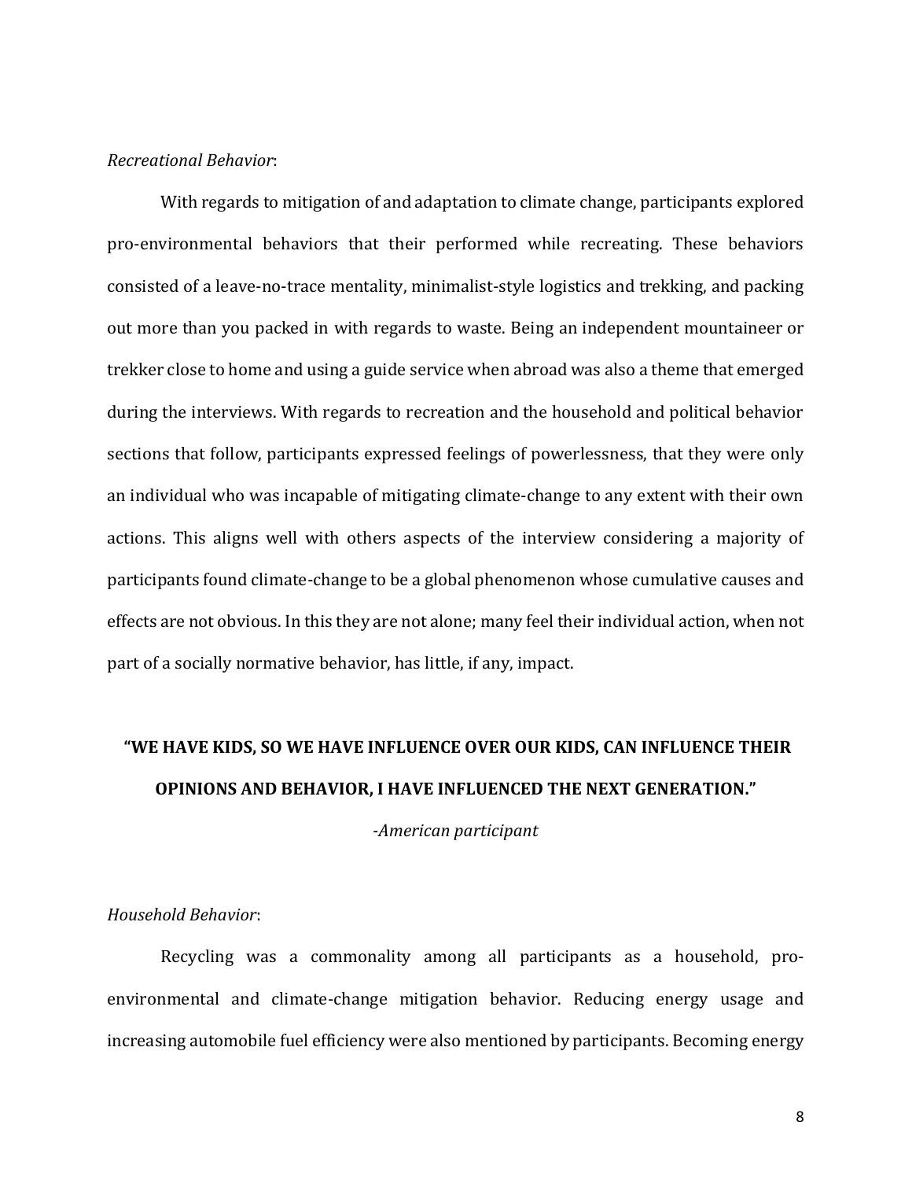*Recreational Behavior*:

With regards to mitigation of and adaptation to climate change, participants explored pro-environmental behaviors that their performed while recreating. These behaviors consisted of a leave-no-trace mentality, minimalist-style logistics and trekking, and packing out more than you packed in with regards to waste. Being an independent mountaineer or trekker close to home and using a guide service when abroad was also a theme that emerged during the interviews. With regards to recreation and the household and political behavior sections that follow, participants expressed feelings of powerlessness, that they were only an individual who was incapable of mitigating climate-change to any extent with their own actions. This aligns well with others aspects of the interview considering a majority of participants found climate-change to be a global phenomenon whose cumulative causes and effects are not obvious. In this they are not alone; many feel their individual action, when not part of a socially normative behavior, has little, if any, impact.

**"WE HAVE KIDS, SO WE HAVE INFLUENCE OVER OUR KIDS, CAN INFLUENCE THEIR OPINIONS AND BEHAVIOR, I HAVE INFLUENCED THE NEXT GENERATION."**

*-American participant*

*Household Behavior*:

Recycling was a commonality among all participants as a household, pro-environmental and climate-change mitigation behavior. Reducing energy usage and increasing automobile fuel efficiency were also mentioned by participants. Becoming energy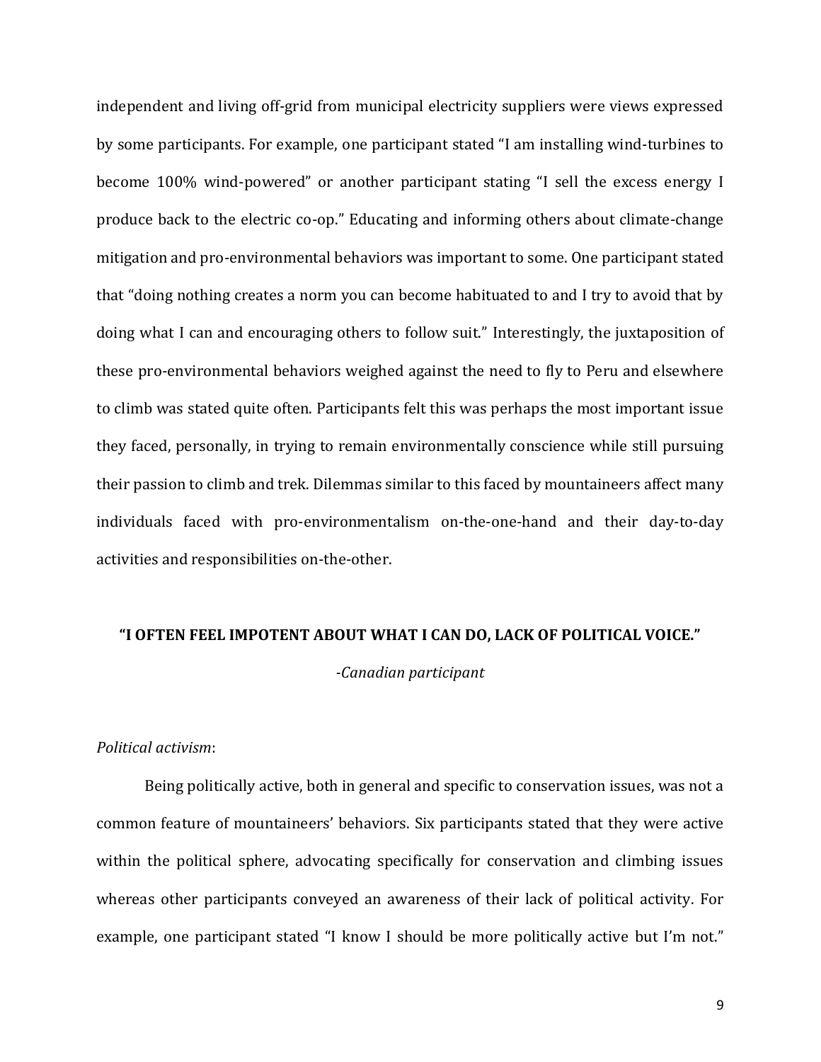independent and living off-grid from municipal electricity suppliers were views expressed by some participants. For example, one participant stated "I am installing wind-turbines to become 100% wind-powered" or another participant stating "I sell the excess energy I produce back to the electric co-op." Educating and informing others about climate-change mitigation and pro-environmental behaviors was important to some. One participant stated that "doing nothing creates a norm you can become habituated to and I try to avoid that by doing what I can and encouraging others to follow suit." Interestingly, the juxtaposition of these pro-environmental behaviors weighed against the need to fly to Peru and elsewhere to climb was stated quite often. Participants felt this was perhaps the most important issue they faced, personally, in trying to remain environmentally conscience while still pursuing their passion to climb and trek. Dilemmas similar to this faced by mountaineers affect many individuals faced with pro-environmentalism on-the-one-hand and their day-to-day activities and responsibilities on-the-other.

**"I OFTEN FEEL IMPOTENT ABOUT WHAT I CAN DO, LACK OF POLITICAL VOICE."**

*-Canadian participant*

*Political activism*:

Being politically active, both in general and specific to conservation issues, was not a common feature of mountaineers' behaviors. Six participants stated that they were active within the political sphere, advocating specifically for conservation and climbing issues whereas other participants conveyed an awareness of their lack of political activity. For example, one participant stated "I know I should be more politically active but I'm not."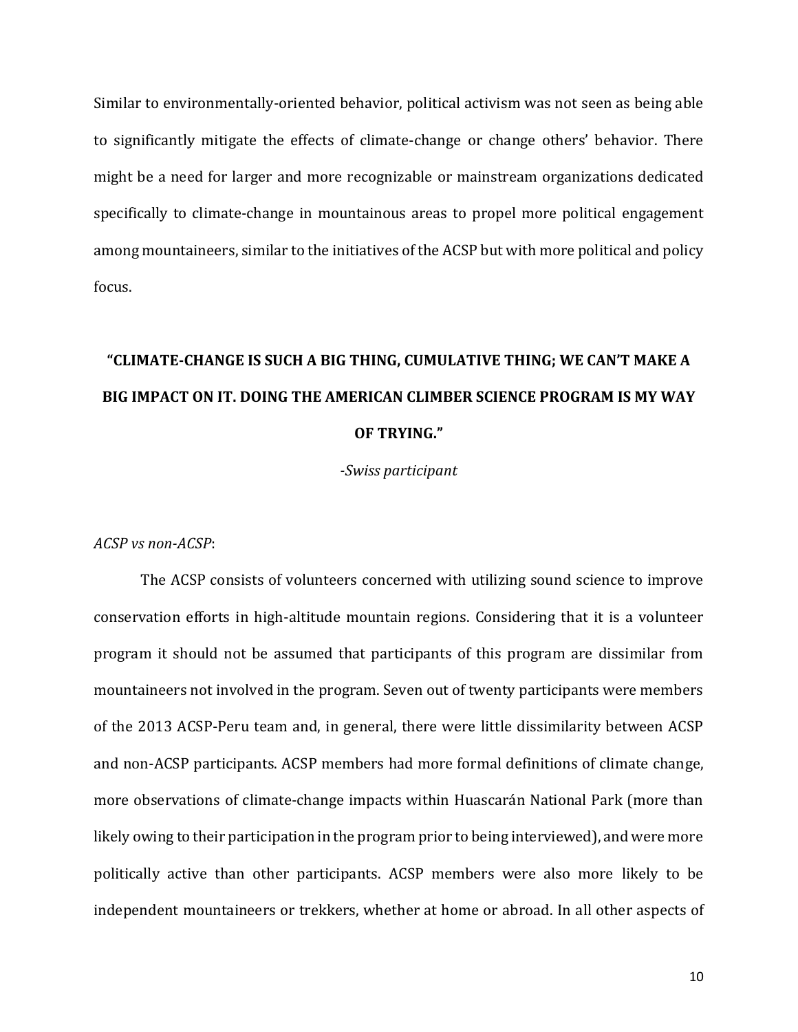Similar to environmentally-oriented behavior, political activism was not seen as being able to significantly mitigate the effects of climate-change or change others' behavior. There might be a need for larger and more recognizable or mainstream organizations dedicated specifically to climate-change in mountainous areas to propel more political engagement among mountaineers, similar to the initiatives of the ACSP but with more political and policy focus.

**"CLIMATE-CHANGE IS SUCH A BIG THING, CUMULATIVE THING; WE CAN'T MAKE A BIG IMPACT ON IT. DOING THE AMERICAN CLIMBER SCIENCE PROGRAM IS MY WAY OF TRYING."**

*-Swiss participant*

*ACSP vs non-ACSP*:

The ACSP consists of volunteers concerned with utilizing sound science to improve conservation efforts in high-altitude mountain regions. Considering that it is a volunteer program it should not be assumed that participants of this program are dissimilar from mountaineers not involved in the program. Seven out of twenty participants were members of the 2013 ACSP-Peru team and, in general, there were little dissimilarity between ACSP and non-ACSP participants. ACSP members had more formal definitions of climate change, more observations of climate-change impacts within Huascarán National Park (more than likely owing to their participation in the program prior to being interviewed), and were more politically active than other participants. ACSP members were also more likely to be independent mountaineers or trekkers, whether at home or abroad. In all other aspects of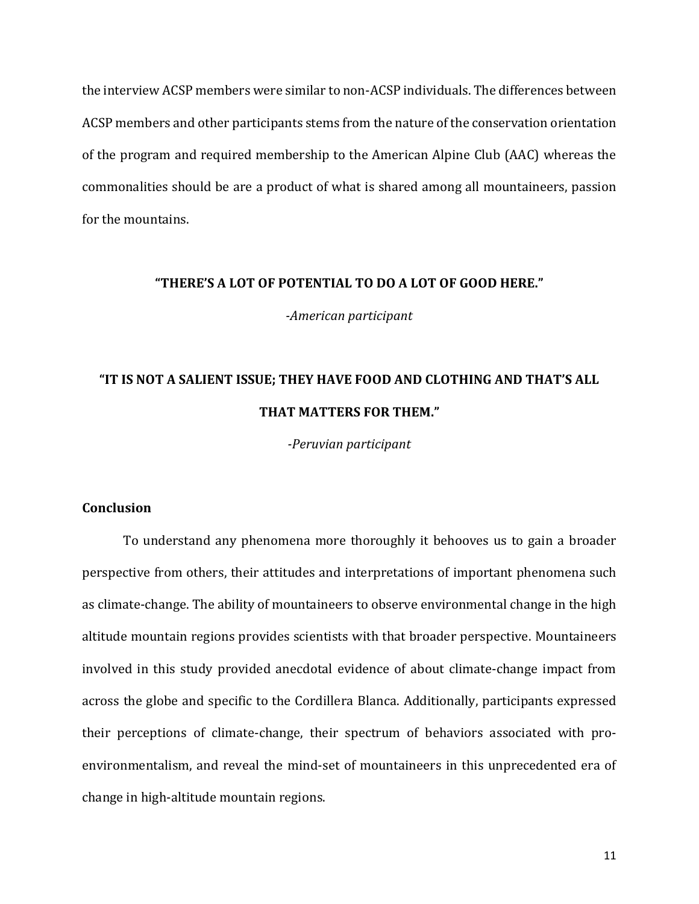the interview ACSP members were similar to non-ACSP individuals. The differences between ACSP members and other participants stems from the nature of the conservation orientation of the program and required membership to the American Alpine Club (AAC) whereas the commonalities should be are a product of what is shared among all mountaineers, passion for the mountains.

**"THERE'S A LOT OF POTENTIAL TO DO A LOT OF GOOD HERE."**

*-American participant*

**"IT IS NOT A SALIENT ISSUE; THEY HAVE FOOD AND CLOTHING AND THAT'S ALL THAT MATTERS FOR THEM."**

*-Peruvian participant*

## Conclusion

To understand any phenomena more thoroughly it behooves us to gain a broader perspective from others, their attitudes and interpretations of important phenomena such as climate-change. The ability of mountaineers to observe environmental change in the high altitude mountain regions provides scientists with that broader perspective. Mountaineers involved in this study provided anecdotal evidence of about climate-change impact from across the globe and specific to the Cordillera Blanca. Additionally, participants expressed their perceptions of climate-change, their spectrum of behaviors associated with pro-environmentalism, and reveal the mind-set of mountaineers in this unprecedented era of change in high-altitude mountain regions.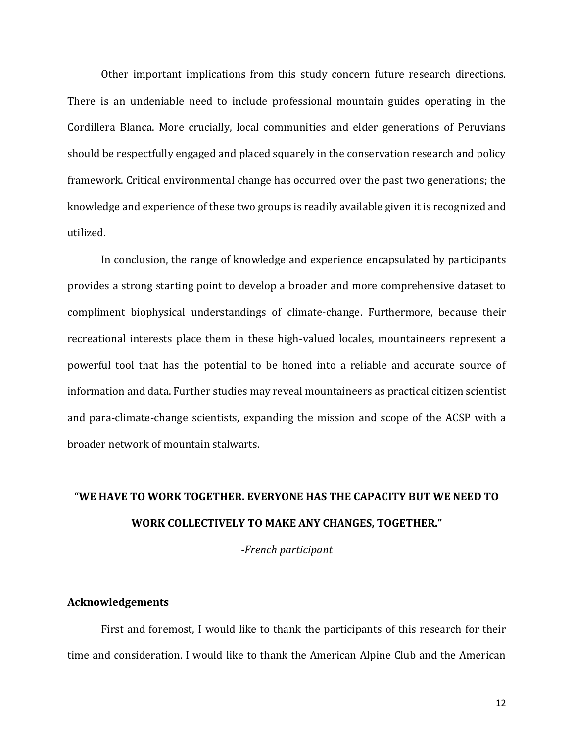Other important implications from this study concern future research directions. There is an undeniable need to include professional mountain guides operating in the Cordillera Blanca. More crucially, local communities and elder generations of Peruvians should be respectfully engaged and placed squarely in the conservation research and policy framework. Critical environmental change has occurred over the past two generations; the knowledge and experience of these two groups is readily available given it is recognized and utilized.

In conclusion, the range of knowledge and experience encapsulated by participants provides a strong starting point to develop a broader and more comprehensive dataset to compliment biophysical understandings of climate-change. Furthermore, because their recreational interests place them in these high-valued locales, mountaineers represent a powerful tool that has the potential to be honed into a reliable and accurate source of information and data. Further studies may reveal mountaineers as practical citizen scientist and para-climate-change scientists, expanding the mission and scope of the ACSP with a broader network of mountain stalwarts.

**"WE HAVE TO WORK TOGETHER. EVERYONE HAS THE CAPACITY BUT WE NEED TO WORK COLLECTIVELY TO MAKE ANY CHANGES, TOGETHER."**

*-French participant*

### Acknowledgements

First and foremost, I would like to thank the participants of this research for their time and consideration. I would like to thank the American Alpine Club and the American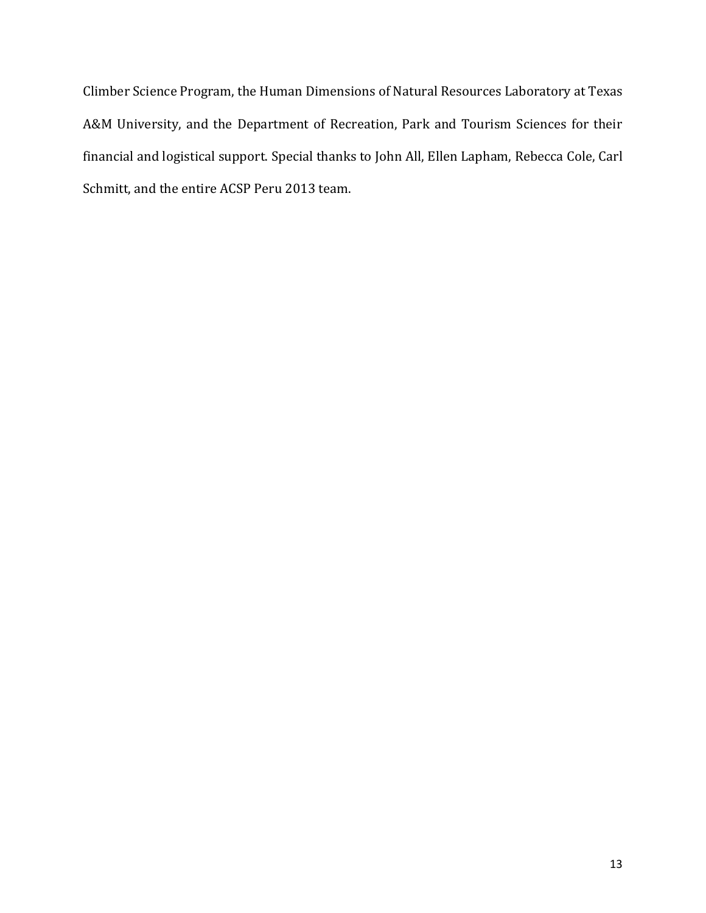Climber Science Program, the Human Dimensions of Natural Resources Laboratory at Texas A&M University, and the Department of Recreation, Park and Tourism Sciences for their financial and logistical support. Special thanks to John All, Ellen Lapham, Rebecca Cole, Carl Schmitt, and the entire ACSP Peru 2013 team.